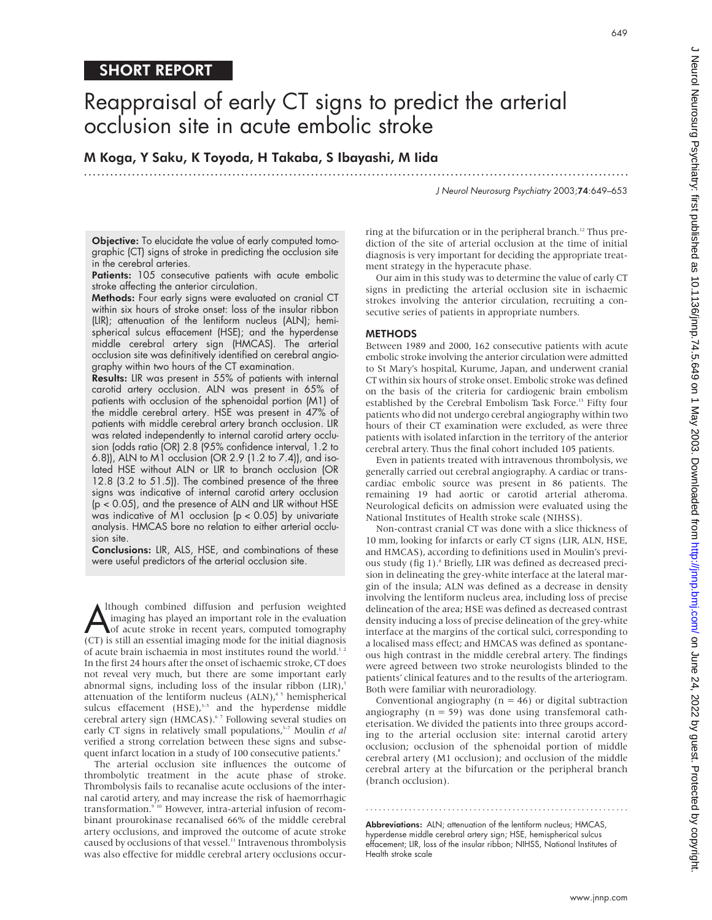SHORT REPORT

# Reappraisal of early CT signs to predict the arterial occlusion site in acute embolic stroke

**M Koga, Y Saku, K Toyoda, H Takaba, S Ibayashi, M Iida**

**Objective:** To elucidate the value of early computed tomographic (CT) signs of stroke in predicting the occlusion site in the cerebral arteries.

**Patients:** 105 consecutive patients with acute embolic stroke affecting the anterior circulation.

**Methods:** Four early signs were evaluated on cranial CT within six hours of stroke onset: loss of the insular ribbon (LIR); attenuation of the lentiform nucleus (ALN); hemispherical sulcus effacement (HSE); and the hyperdense middle cerebral artery sign (HMCAS). The arterial occlusion site was definitively identified on cerebral angiography within two hours of the CT examination.

**Results:** LIR was present in 55% of patients with internal carotid artery occlusion. ALN was present in 65% of patients with occlusion of the sphenoidal portion (M1) of the middle cerebral artery. HSE was present in 47% of patients with middle cerebral artery branch occlusion. LIR was related independently to internal carotid artery occlusion (odds ratio (OR) 2.8 (95% confidence interval, 1.2 to 6.8)), ALN to M1 occlusion (OR 2.9 (1.2 to 7.4)), and isolated HSE without ALN or LIR to branch occlusion (OR 12.8 (3.2 to 51.5)). The combined presence of the three signs was indicative of internal carotid artery occlusion ($p < 0.05$), and the presence of ALN and LIR without HSE was indicative of M1 occlusion ($p < 0.05$) by univariate analysis. HMCAS bore no relation to either arterial occlusion site.

**Conclusions:** LIR, ALS, HSE, and combinations of these were useful predictors of the arterial occlusion site.

Although combined diffusion and perfusion weighted imaging has played an important role in the evaluation of acute stroke in recent years, computed tomography (CT) is still an essential imaging mode for the initial diagnosis of acute brain ischaemia in most institutes round the world.[1,2] In the first 24 hours after the onset of ischaemic stroke, CT does not reveal very much, but there are some important early abnormal signs, including loss of the insular ribbon (LIR),[3] attenuation of the lentiform nucleus (ALN),[4,5] hemispherical sulcus effacement (HSE),[3–5] and the hyperdense middle cerebral artery sign (HMCAS).[6,7] Following several studies on early CT signs in relatively small populations,[3–7] Moulin *et al* verified a strong correlation between these signs and subsequent infarct location in a study of 100 consecutive patients.[8]

The arterial occlusion site influences the outcome of thrombolytic treatment in the acute phase of stroke. Thrombolysis fails to recanalise acute occlusions of the internal carotid artery, and may increase the risk of haemorrhagic transformation.[9,10] However, intra-arterial infusion of recombinant prourokinase recanalised 66% of the middle cerebral artery occlusions, and improved the outcome of acute stroke caused by occlusions of that vessel.[11] Intravenous thrombolysis was also effective for middle cerebral artery occlusions occurring at the bifurcation or in the peripheral branch.[12] Thus prediction of the site of arterial occlusion at the time of initial diagnosis is very important for deciding the appropriate treatment strategy in the hyperacute phase.

Our aim in this study was to determine the value of early CT signs in predicting the arterial occlusion site in ischaemic strokes involving the anterior circulation, recruiting a consecutive series of patients in appropriate numbers.

## METHODS

Between 1989 and 2000, 162 consecutive patients with acute embolic stroke involving the anterior circulation were admitted to St Mary's hospital, Kurume, Japan, and underwent cranial CT within six hours of stroke onset. Embolic stroke was defined on the basis of the criteria for cardiogenic brain embolism established by the Cerebral Embolism Task Force.[13] Fifty four patients who did not undergo cerebral angiography within two hours of their CT examination were excluded, as were three patients with isolated infarction in the territory of the anterior cerebral artery. Thus the final cohort included 105 patients.

Even in patients treated with intravenous thrombolysis, we generally carried out cerebral angiography. A cardiac or transcardiac embolic source was present in 86 patients. The remaining 19 had aortic or carotid arterial atheroma. Neurological deficits on admission were evaluated using the National Institutes of Health stroke scale (NIHSS).

Non-contrast cranial CT was done with a slice thickness of 10 mm, looking for infarcts or early CT signs (LIR, ALN, HSE, and HMCAS), according to definitions used in Moulin's previous study (fig 1).[8] Briefly, LIR was defined as decreased precision in delineating the grey-white interface at the lateral margin of the insula; ALN was defined as a decrease in density involving the lentiform nucleus area, including loss of precise delineation of the area; HSE was defined as decreased contrast density inducing a loss of precise delineation of the grey-white interface at the margins of the cortical sulci, corresponding to a localised mass effect; and HMCAS was defined as spontaneous high contrast in the middle cerebral artery. The findings were agreed between two stroke neurologists blinded to the patients' clinical features and to the results of the arteriogram. Both were familiar with neuroradiology.

Conventional angiography (n = 46) or digital subtraction angiography (n = 59) was done using transfemoral catheterisation. We divided the patients into three groups according to the arterial occlusion site: internal carotid artery occlusion; occlusion of the sphenoidal portion of middle cerebral artery (M1 occlusion); and occlusion of the middle cerebral artery at the bifurcation or the peripheral branch (branch occlusion).

**Abbreviations:** ALN; attenuation of the lentiform nucleus; HMCAS, hyperdense middle cerebral artery sign; HSE, hemispherical sulcus effacement; LIR, loss of the insular ribbon; NIHSS, National Institutes of Health stroke scale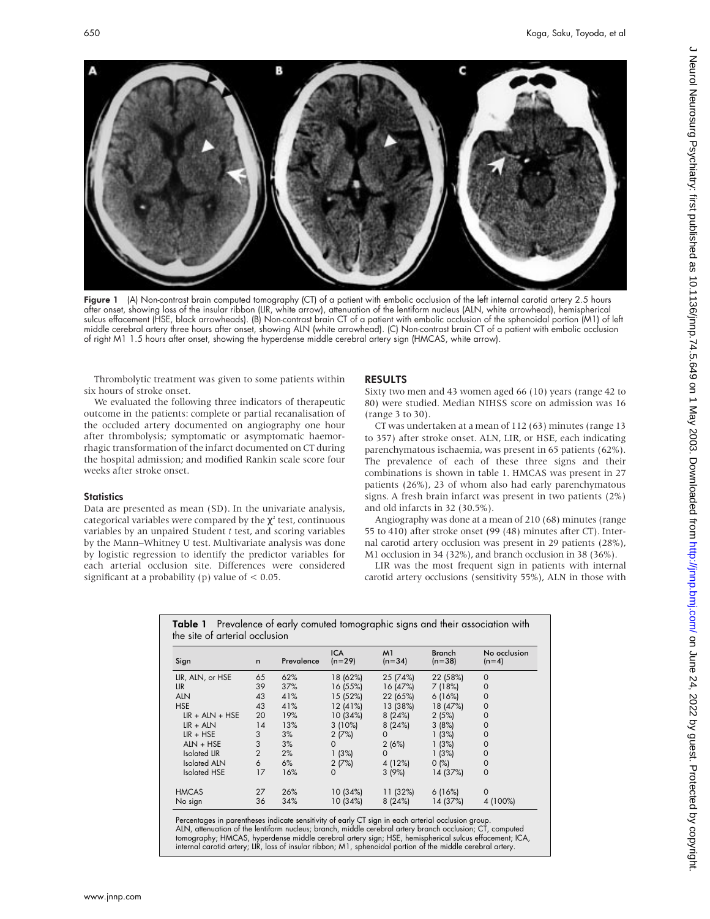Figure 1 (A) Non-contrast brain computed tomography (CT) of a patient with embolic occlusion of the left internal carotid artery 2.5 hours after onset, showing loss of the insular ribbon (LIR, white arrow), attenuation of the lentiform nucleus (ALN, white arrowhead), hemispherical sulcus effacement (HSE, black arrowheads). (B) Non-contrast brain CT of a patient with embolic occlusion of the sphenoidal portion (M1) of left middle cerebral artery three hours after onset, showing ALN (white arrowhead). (C) Non-contrast brain CT of a patient with embolic occlusion of right M1 1.5 hours after onset, showing the hyperdense middle cerebral artery sign (HMCAS, white arrow).

Thrombolytic treatment was given to some patients within six hours of stroke onset.

We evaluated the following three indicators of therapeutic outcome in the patients: complete or partial recanalisation of the occluded artery documented on angiography one hour after thrombolysis; symptomatic or asymptomatic haemorrhagic transformation of the infarct documented on CT during the hospital admission; and modified Rankin scale score four weeks after stroke onset.

### Statistics

Data are presented as mean (SD). In the univariate analysis, categorical variables were compared by the $\chi^2$ test, continuous variables by an unpaired Student *t* test, and scoring variables by the Mann–Whitney U test. Multivariate analysis was done by logistic regression to identify the predictor variables for each arterial occlusion site. Differences were considered significant at a probability (p) value of $< 0.05$.

## RESULTS

Sixty two men and 43 women aged 66 (10) years (range 42 to 80) were studied. Median NIHSS score on admission was 16 (range 3 to 30).

CT was undertaken at a mean of 112 (63) minutes (range 13 to 357) after stroke onset. ALN, LIR, or HSE, each indicating parenchymatous ischaemia, was present in 65 patients (62%). The prevalence of each of these three signs and their combinations is shown in table 1. HMCAS was present in 27 patients (26%), 23 of whom also had early parenchymatous signs. A fresh brain infarct was present in two patients (2%) and old infarcts in 32 (30.5%).

Angiography was done at a mean of 210 (68) minutes (range 55 to 410) after stroke onset (99 (48) minutes after CT). Internal carotid artery occlusion was present in 29 patients (28%), M1 occlusion in 34 (32%), and branch occlusion in 38 (36%).

LIR was the most frequent sign in patients with internal carotid artery occlusions (sensitivity 55%), ALN in those with

**Table 1** Prevalence of early comuted tomographic signs and their association with the site of arterial occlusion

| Sign | n | Prevalence | ICA (n=29) | M1 (n=34) | Branch (n=38) | No occlusion (n=4) |
|---|---|---|---|---|---|---|
| LIR, ALN, or HSE | 65 | 62% | 18 (62%) | 25 (74%) | 22 (58%) | 0 |
| LIR | 39 | 37% | 16 (55%) | 16 (47%) | 7 (18%) | 0 |
| ALN | 43 | 41% | 15 (52%) | 22 (65%) | 6 (16%) | 0 |
| HSE | 43 | 41% | 12 (41%) | 13 (38%) | 18 (47%) | 0 |
| LIR + ALN + HSE | 20 | 19% | 10 (34%) | 8 (24%) | 2 (5%) | 0 |
| LIR + ALN | 14 | 13% | 3 (10%) | 8 (24%) | 3 (8%) | 0 |
| LIR + HSE | 3 | 3% | 2 (7%) | 0 | 1 (3%) | 0 |
| ALN + HSE | 3 | 3% | 0 | 2 (6%) | 1 (3%) | 0 |
| Isolated LIR | 2 | 2% | 1 (3%) | 0 | 1 (3%) | 0 |
| Isolated ALN | 6 | 6% | 2 (7%) | 4 (12%) | 0 (%) | 0 |
| Isolated HSE | 17 | 16% | 0 | 3 (9%) | 14 (37%) | 0 |
| HMCAS | 27 | 26% | 10 (34%) | 11 (32%) | 6 (16%) | 0 |
| No sign | 36 | 34% | 10 (34%) | 8 (24%) | 14 (37%) | 4 (100%) |

Percentages in parentheses indicate sensitivity of early CT sign in each arterial occlusion group.
ALN, attenuation of the lentiform nucleus; branch, middle cerebral artery branch occlusion; CT, computed tomography; HMCAS, hyperdense middle cerebral artery sign; HSE, hemispherical sulcus effacement; ICA, internal carotid artery; LIR, loss of insular ribbon; M1, sphenoidal portion of the middle cerebral artery.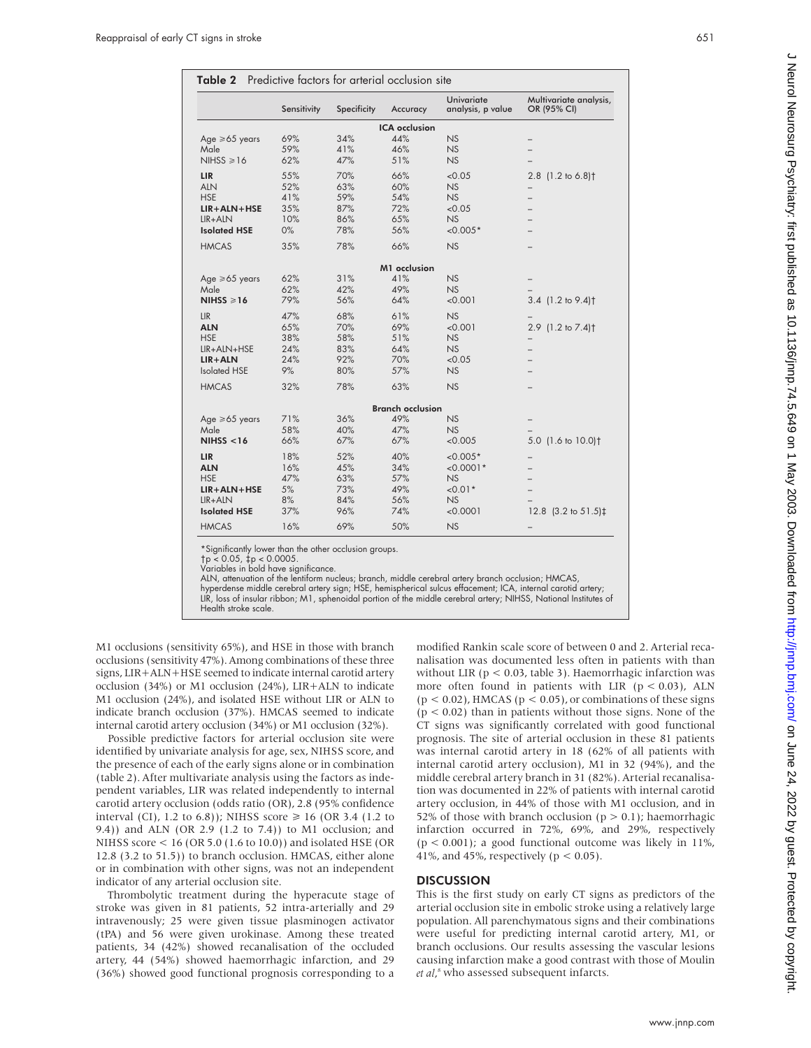**Table 2** Predictive factors for arterial occlusion site

| | Sensitivity | Specificity | Accuracy | Univariate analysis, p value | Multivariate analysis, OR (95% CI) |
|---|---|---|---|---|---|
| | | | **ICA occlusion** | | |
| Age ≥65 years | 69% | 34% | 44% | NS | – |
| Male | 59% | 41% | 46% | NS | – |
| NIHSS ≥16 | 62% | 47% | 51% | NS | – |
| **LIR** | 55% | 70% | 66% | <0.05 | 2.8 (1.2 to 6.8)† |
| ALN | 52% | 63% | 60% | NS | – |
| HSE | 41% | 59% | 54% | NS | – |
| **LIR+ALN+HSE** | 35% | 87% | 72% | <0.05 | – |
| LIR+ALN | 10% | 86% | 65% | NS | – |
| **Isolated HSE** | 0% | 78% | 56% | <0.005* | – |
| HMCAS | 35% | 78% | 66% | NS | – |
| | | | **M1 occlusion** | | |
| Age ≥65 years | 62% | 31% | 41% | NS | – |
| Male | 62% | 42% | 49% | NS | – |
| **NIHSS ≥16** | 79% | 56% | 64% | <0.001 | 3.4 (1.2 to 9.4)† |
| LIR | 47% | 68% | 61% | NS | – |
| **ALN** | 65% | 70% | 69% | <0.001 | 2.9 (1.2 to 7.4)† |
| HSE | 38% | 58% | 51% | NS | – |
| LIR+ALN+HSE | 24% | 83% | 64% | NS | – |
| **LIR+ALN** | 24% | 92% | 70% | <0.05 | – |
| Isolated HSE | 9% | 80% | 57% | NS | – |
| HMCAS | 32% | 78% | 63% | NS | – |
| | | | **Branch occlusion** | | |
| Age ≥65 years | 71% | 36% | 49% | NS | – |
| Male | 58% | 40% | 47% | NS | – |
| **NIHSS <16** | 66% | 67% | 67% | <0.005 | 5.0 (1.6 to 10.0)† |
| **LIR** | 18% | 52% | 40% | <0.005* | – |
| **ALN** | 16% | 45% | 34% | <0.0001* | – |
| HSE | 47% | 63% | 57% | NS | – |
| **LIR+ALN+HSE** | 5% | 73% | 49% | <0.01* | – |
| LIR+ALN | 8% | 84% | 56% | NS | – |
| **Isolated HSE** | 37% | 96% | 74% | <0.0001 | 12.8 (3.2 to 51.5)‡ |
| HMCAS | 16% | 69% | 50% | NS | – |

*Significantly lower than the other occlusion groups.
†p < 0.05, ‡p < 0.0005.
Variables in bold have significance.
ALN, attenuation of the lentiform nucleus; branch, middle cerebral artery branch occlusion; HMCAS, hyperdense middle cerebral artery sign; HSE, hemispherical sulcus effacement; ICA, internal carotid artery; LIR, loss of insular ribbon; M1, sphenoidal portion of the middle cerebral artery; NIHSS, National Institutes of Health stroke scale.

M1 occlusions (sensitivity 65%), and HSE in those with branch occlusions (sensitivity 47%). Among combinations of these three signs, LIR+ALN+HSE seemed to indicate internal carotid artery occlusion (34%) or M1 occlusion (24%), LIR+ALN to indicate M1 occlusion (24%), and isolated HSE without LIR or ALN to indicate branch occlusion (37%). HMCAS seemed to indicate internal carotid artery occlusion (34%) or M1 occlusion (32%).

Possible predictive factors for arterial occlusion site were identified by univariate analysis for age, sex, NIHSS score, and the presence of each of the early signs alone or in combination (table 2). After multivariate analysis using the factors as independent variables, LIR was related independently to internal carotid artery occlusion (odds ratio (OR), 2.8 (95% confidence interval (CI), 1.2 to 6.8)); NIHSS score ≥ 16 (OR 3.4 (1.2 to 9.4)) and ALN (OR 2.9 (1.2 to 7.4)) to M1 occlusion; and NIHSS score < 16 (OR 5.0 (1.6 to 10.0)) and isolated HSE (OR 12.8 (3.2 to 51.5)) to branch occlusion. HMCAS, either alone or in combination with other signs, was not an independent indicator of any arterial occlusion site.

Thrombolytic treatment during the hyperacute stage of stroke was given in 81 patients, 52 intra-arterially and 29 intravenously; 25 were given tissue plasminogen activator (tPA) and 56 were given urokinase. Among these treated patients, 34 (42%) showed recanalisation of the occluded artery, 44 (54%) showed haemorrhagic infarction, and 29 (36%) showed good functional prognosis corresponding to a modified Rankin scale score of between 0 and 2. Arterial recanalisation was documented less often in patients with than without LIR ($p < 0.03$, table 3). Haemorrhagic infarction was more often found in patients with LIR ($p < 0.03$), ALN ($p < 0.02$), HMCAS ($p < 0.05$), or combinations of these signs ($p < 0.02$) than in patients without those signs. None of the CT signs was significantly correlated with good functional prognosis. The site of arterial occlusion in these 81 patients was internal carotid artery in 18 (62% of all patients with internal carotid artery occlusion), M1 in 32 (94%), and the middle cerebral artery branch in 31 (82%). Arterial recanalisation was documented in 22% of patients with internal carotid artery occlusion, in 44% of those with M1 occlusion, and in 52% of those with branch occlusion ($p > 0.1$); haemorrhagic infarction occurred in 72%, 69%, and 29%, respectively ($p < 0.001$); a good functional outcome was likely in 11%, 41%, and 45%, respectively ($p < 0.05$).

## DISCUSSION

This is the first study on early CT signs as predictors of the arterial occlusion site in embolic stroke using a relatively large population. All parenchymatous signs and their combinations were useful for predicting internal carotid artery, M1, or branch occlusions. Our results assessing the vascular lesions causing infarction make a good contrast with those of Moulin *et al*,[6] who assessed subsequent infarcts.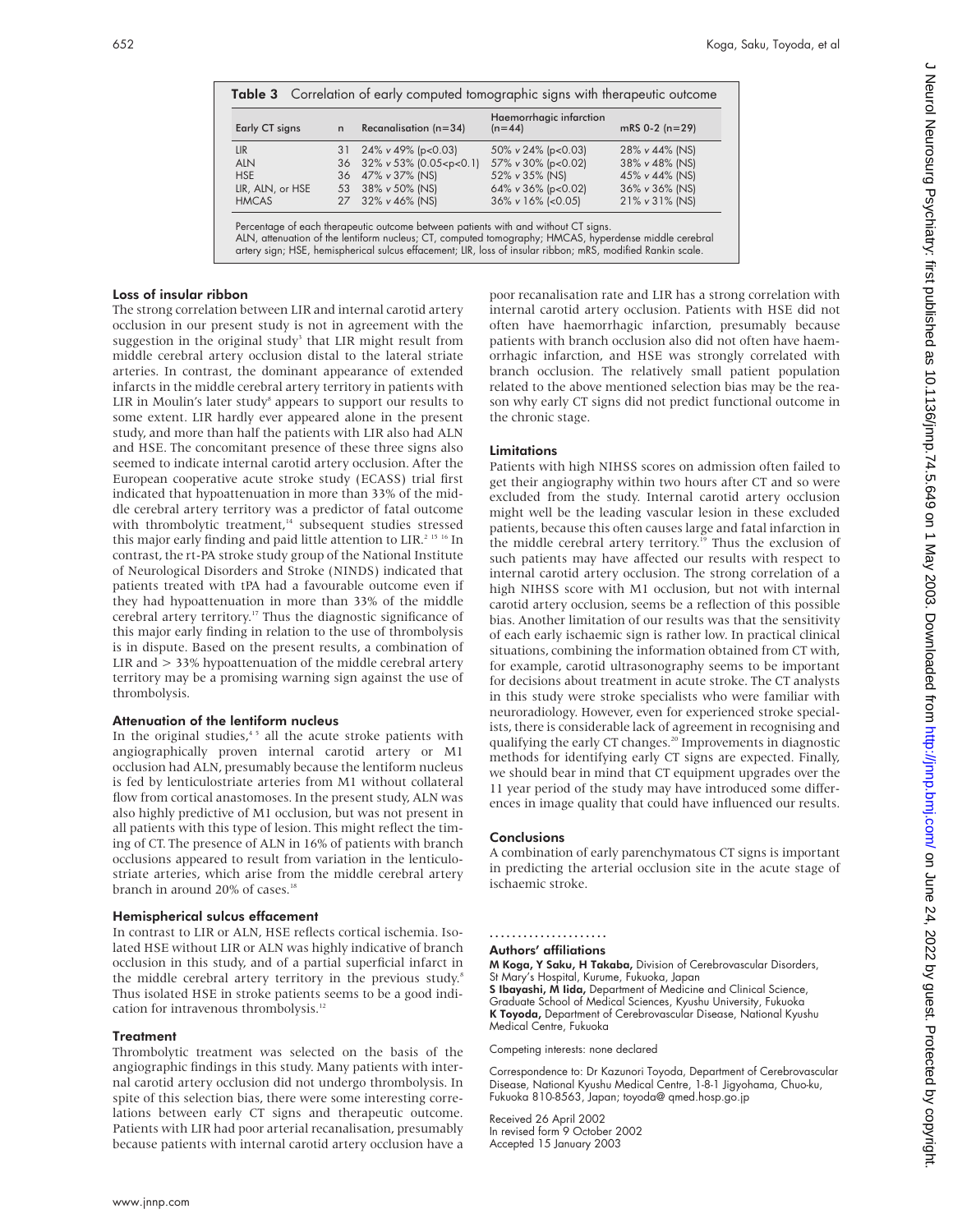**Table 3** Correlation of early computed tomographic signs with therapeutic outcome

| Early CT signs | n | Recanalisation (n=34) | Haemorrhagic infarction (n=44) | mRS 0-2 (n=29) |
|---|---|---|---|---|
| LIR | 31 | 24% v 49% (p<0.03) | 50% v 24% (p<0.03) | 28% v 44% (NS) |
| ALN | 36 | 32% v 53% (0.05<p<0.1) | 57% v 30% (p<0.02) | 38% v 48% (NS) |
| HSE | 36 | 47% v 37% (NS) | 52% v 35% (NS) | 45% v 44% (NS) |
| LIR, ALN, or HSE | 53 | 38% v 50% (NS) | 64% v 36% (p<0.02) | 36% v 36% (NS) |
| HMCAS | 27 | 32% v 46% (NS) | 36% v 16% (<0.05) | 21% v 31% (NS) |

Percentage of each therapeutic outcome between patients with and without CT signs.
ALN, attenuation of the lentiform nucleus; CT, computed tomography; HMCAS, hyperdense middle cerebral artery sign; HSE, hemispherical sulcus effacement; LIR, loss of insular ribbon; mRS, modified Rankin scale.

### Loss of insular ribbon

The strong correlation between LIR and internal carotid artery occlusion in our present study is not in agreement with the suggestion in the original study[3] that LIR might result from middle cerebral artery occlusion distal to the lateral striate arteries. In contrast, the dominant appearance of extended infarcts in the middle cerebral artery territory in patients with LIR in Moulin's later study[8] appears to support our results to some extent. LIR hardly ever appeared alone in the present study, and more than half the patients with LIR also had ALN and HSE. The concomitant presence of these three signs also seemed to indicate internal carotid artery occlusion. After the European cooperative acute stroke study (ECASS) trial first indicated that hypoattenuation in more than 33% of the middle cerebral artery territory was a predictor of fatal outcome with thrombolytic treatment,[14] subsequent studies stressed this major early finding and paid little attention to LIR.[2 15 16] In contrast, the rt-PA stroke study group of the National Institute of Neurological Disorders and Stroke (NINDS) indicated that patients treated with tPA had a favourable outcome even if they had hypoattenuation in more than 33% of the middle cerebral artery territory.[17] Thus the diagnostic significance of this major early finding in relation to the use of thrombolysis is in dispute. Based on the present results, a combination of LIR and > 33% hypoattenuation of the middle cerebral artery territory may be a promising warning sign against the use of thrombolysis.

### Attenuation of the lentiform nucleus

In the original studies,[4 5] all the acute stroke patients with angiographically proven internal carotid artery or M1 occlusion had ALN, presumably because the lentiform nucleus is fed by lenticulostriate arteries from M1 without collateral flow from cortical anastomoses. In the present study, ALN was also highly predictive of M1 occlusion, but was not present in all patients with this type of lesion. This might reflect the timing of CT. The presence of ALN in 16% of patients with branch occlusions appeared to result from variation in the lenticulostriate arteries, which arise from the middle cerebral artery branch in around 20% of cases.[18]

### Hemispherical sulcus effacement

In contrast to LIR or ALN, HSE reflects cortical ischemia. Isolated HSE without LIR or ALN was highly indicative of branch occlusion in this study, and of a partial superficial infarct in the middle cerebral artery territory in the previous study.[8] Thus isolated HSE in stroke patients seems to be a good indication for intravenous thrombolysis.[12]

### Treatment

Thrombolytic treatment was selected on the basis of the angiographic findings in this study. Many patients with internal carotid artery occlusion did not undergo thrombolysis. In spite of this selection bias, there were some interesting correlations between early CT signs and therapeutic outcome. Patients with LIR had poor arterial recanalisation, presumably because patients with internal carotid artery occlusion have a poor recanalisation rate and LIR has a strong correlation with internal carotid artery occlusion. Patients with HSE did not often have haemorrhagic infarction, presumably because patients with branch occlusion also did not often have haemorrhagic infarction, and HSE was strongly correlated with branch occlusion. The relatively small patient population related to the above mentioned selection bias may be the reason why early CT signs did not predict functional outcome in the chronic stage.

### Limitations

Patients with high NIHSS scores on admission often failed to get their angiography within two hours after CT and so were excluded from the study. Internal carotid artery occlusion might well be the leading vascular lesion in these excluded patients, because this often causes large and fatal infarction in the middle cerebral artery territory.[19] Thus the exclusion of such patients may have affected our results with respect to internal carotid artery occlusion. The strong correlation of a high NIHSS score with M1 occlusion, but not with internal carotid artery occlusion, seems be a reflection of this possible bias. Another limitation of our results was that the sensitivity of each early ischaemic sign is rather low. In practical clinical situations, combining the information obtained from CT with, for example, carotid ultrasonography seems to be important for decisions about treatment in acute stroke. The CT analysts in this study were stroke specialists who were familiar with neuroradiology. However, even for experienced stroke specialists, there is considerable lack of agreement in recognising and qualifying the early CT changes.[20] Improvements in diagnostic methods for identifying early CT signs are expected. Finally, we should bear in mind that CT equipment upgrades over the 11 year period of the study may have introduced some differences in image quality that could have influenced our results.

### Conclusions

A combination of early parenchymatous CT signs is important in predicting the arterial occlusion site in the acute stage of ischaemic stroke.

.....................

### Authors' affiliations

**M Koga, Y Saku, H Takaba,** Division of Cerebrovascular Disorders, St Mary's Hospital, Kurume, Fukuoka, Japan
**S Ibayashi, M Iida,** Department of Medicine and Clinical Science, Graduate School of Medical Sciences, Kyushu University, Fukuoka
**K Toyoda,** Department of Cerebrovascular Disease, National Kyushu Medical Centre, Fukuoka

Competing interests: none declared

Correspondence to: Dr Kazunori Toyoda, Department of Cerebrovascular Disease, National Kyushu Medical Centre, 1-8-1 Jigyohama, Chuo-ku, Fukuoka 810-8563, Japan; toyoda@ qmed.hosp.go.jp

Received 26 April 2002
In revised form 9 October 2002
Accepted 15 January 2003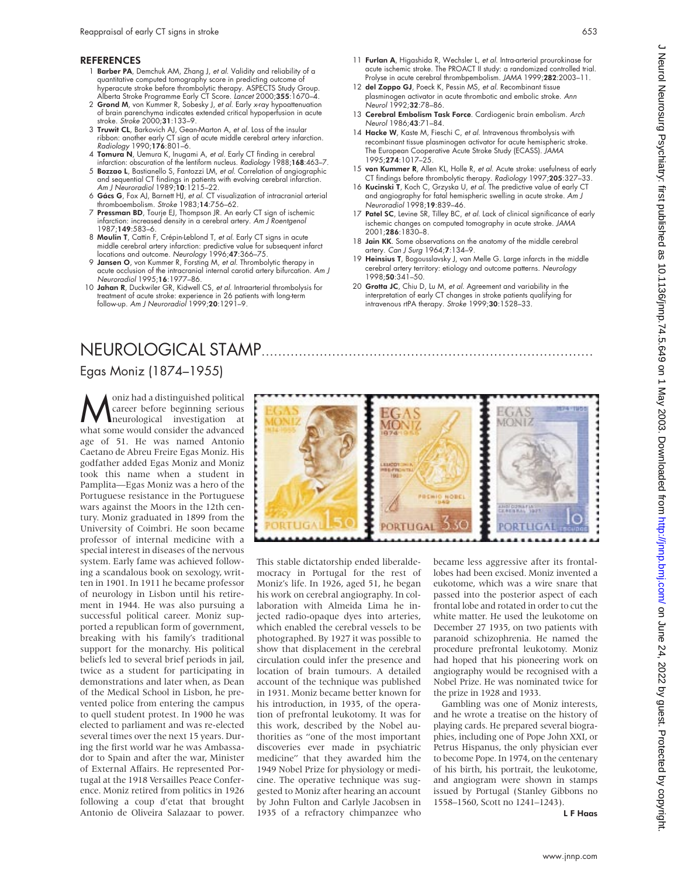## REFERENCES

1. **Barber PA**, Demchuk AM, Zhang J, *et al*. Validity and reliability of a quantitative computed tomography score in predicting outcome of hyperacute stroke before thrombolytic therapy. ASPECTS Study Group. Alberta Stroke Programme Early CT Score. *Lancet* 2000;**355**:1670–4.
2. **Grond M**, von Kummer R, Sobesky J, *et al*. Early x-ray hypoattenuation of brain parenchyma indicates extended critical hypoperfusion in acute stroke. *Stroke* 2000;**31**:133–9.
3. **Truwit CL**, Barkovich AJ, Gean-Marton A, *et al*. Loss of the insular ribbon: another early CT sign of acute middle cerebral artery infarction. *Radiology* 1990;**176**:801–6.
4. **Tomura N**, Uemura K, Inugami A, *et al*. Early CT finding in cerebral infarction: obscuration of the lentiform nucleus. *Radiology* 1988;**168**:463–7.
5. **Bozzao L**, Bastianello S, Fantozzi LM, *et al*. Correlation of angiographic and sequential CT findings in patients with evolving cerebral infarction. *Am J Neuroradiol* 1989;**10**:1215–22.
6. **Gács G**, Fox AJ, Barnett HJ, *et al*. CT visualization of intracranial arterial thromboembolism. *Stroke* 1983;**14**:756–62.
7. **Pressman BD**, Tourje EJ, Thompson JR. An early CT sign of ischemic infarction: increased density in a cerebral artery. *Am J Roentgenol* 1987;**149**:583–6.
8. **Moulin T**, Cattin F, Crépin-Leblond T, *et al*. Early CT signs in acute middle cerebral artery infarction: predictive value for subsequent infarct locations and outcome. *Neurology* 1996;**47**:366–75.
9. **Jansen O**, von Kummer R, Forsting M, *et al*. Thrombolytic therapy in acute occlusion of the intracranial internal carotid artery bifurcation. *Am J Neuroradiol* 1995;**16**:1977–86.
10. **Jahan R**, Duckwiler GR, Kidwell CS, *et al*. Intraarterial thrombolysis for treatment of acute stroke: experience in 26 patients with long-term follow-up. *Am J Neuroradiol* 1999;**20**:1291–9.
11. **Furlan A**, Higashida R, Wechsler L, *et al*. Intra-arterial prourokinase for acute ischemic stroke. The PROACT II study: a randomized controlled trial. Prolyse in acute cerebral thrombpembolism. *JAMA* 1999;**282**:2003–11.
12. **del Zoppo GJ**, Poeck K, Pessin MS, *et al*. Recombinant tissue plasminogen activator in acute thrombotic and embolic stroke. *Ann Neurol* 1992;**32**:78–86.
13. **Cerebral Embolism Task Force**. Cardiogenic brain embolism. *Arch Neurol* 1986;**43**:71–84.
14. **Hacke W**, Kaste M, Fieschi C, *et al*. Intravenous thrombolysis with recombinant tissue plasminogen activator for acute hemispheric stroke. The European Cooperative Acute Stroke Study (ECASS). *JAMA* 1995;**274**:1017–25.
15. **von Kummer R**, Allen KL, Holle R, *et al*. Acute stroke: usefulness of early CT findings before thrombolytic therapy. *Radiology* 1997;**205**:327–33.
16. **Kucinski T**, Koch C, Grzyska U, *et al*. The predictive value of early CT and angiography for fatal hemispheric swelling in acute stroke. *Am J Neuroradiol* 1998;**19**:839–46.
17. **Patel SC**, Levine SR, Tilley BC, *et al*. Lack of clinical significance of early ischemic changes on computed tomography in acute stroke. *JAMA* 2001;**286**:1830–8.
18. **Jain KK**. Some observations on the anatomy of the middle cerebral artery. *Can J Surg* 1964;**7**:134–9.
19. **Heinsius T**, Bogousslavsky J, van Melle G. Large infarcts in the middle cerebral artery territory: etiology and outcome patterns. *Neurology* 1998;**50**:341–50.
20. **Grotta JC**, Chiu D, Lu M, *et al*. Agreement and variability in the interpretation of early CT changes in stroke patients qualifying for intravenous rtPA therapy. *Stroke* 1999;**30**:1528–33.

# NEUROLOGICAL STAMP

## Egas Moniz (1874–1955)

Moniz had a distinguished political career before beginning serious neurological investigation at what some would consider the advanced age of 51. He was named Antonio Caetano de Abreu Freire Egas Moniz. His godfather added Egas Moniz and Moniz took this name when a student in Pamplita—Egas Moniz was a hero of the Portuguese resistance in the Portuguese wars against the Moors in the 12th century. Moniz graduated in 1899 from the University of Coimbri. He soon became professor of internal medicine with a special interest in diseases of the nervous system. Early fame was achieved following a scandalous book on sexology, written in 1901. In 1911 he became professor of neurology in Lisbon until his retirement in 1944. He was also pursuing a successful political career. Moniz supported a republican form of government, breaking with his family's traditional support for the monarchy. His political beliefs led to several brief periods in jail, twice as a student for participating in demonstrations and later when, as Dean of the Medical School in Lisbon, he prevented police from entering the campus to quell student protest. In 1900 he was elected to parliament and was re-elected several times over the next 15 years. During the first world war he was Ambassador to Spain and after the war, Minister of External Affairs. He represented Portugal at the 1918 Versailles Peace Conference. Moniz retired from politics in 1926 following a coup d'etat that brought Antonio de Oliveira Salazaar to power. This stable dictatorship ended liberaldemocracy in Portugal for the rest of Moniz's life. In 1926, aged 51, he began his work on cerebral angiography. In collaboration with Almeida Lima he injected radio-opaque dyes into arteries, which enabled the cerebral vessels to be photographed. By 1927 it was possible to show that displacement in the cerebral circulation could infer the presence and location of brain tumours. A detailed account of the technique was published in 1931. Moniz became better known for his introduction, in 1935, of the operation of prefrontal leukotomy. It was for this work, described by the Nobel authorities as "one of the most important discoveries ever made in psychiatric medicine" that they awarded him the 1949 Nobel Prize for physiology or medicine. The operative technique was suggested to Moniz after hearing an account by John Fulton and Carlyle Jacobsen in 1935 of a refractory chimpanzee who became less aggressive after its frontal-lobes had been excised. Moniz invented a eukotome, which was a wire snare that passed into the posterior aspect of each frontal lobe and rotated in order to cut the white matter. He used the leukotome on December 27 1935, on two patients with paranoid schizophrenia. He named the procedure prefrontal leukotomy. Moniz had hoped that his pioneering work on angiography would be recognised with a Nobel Prize. He was nominated twice for the prize in 1928 and 1933.

Gambling was one of Moniz interests, and he wrote a treatise on the history of playing cards. He prepared several biographies, including one of Pope John XXI, or Petrus Hispanus, the only physician ever to become Pope. In 1974, on the centenary of his birth, his portrait, the leukotome, and angiogram were shown in stamps issued by Portugal (Stanley Gibbons no 1558–1560, Scott no 1241–1243).

**L F Haas**